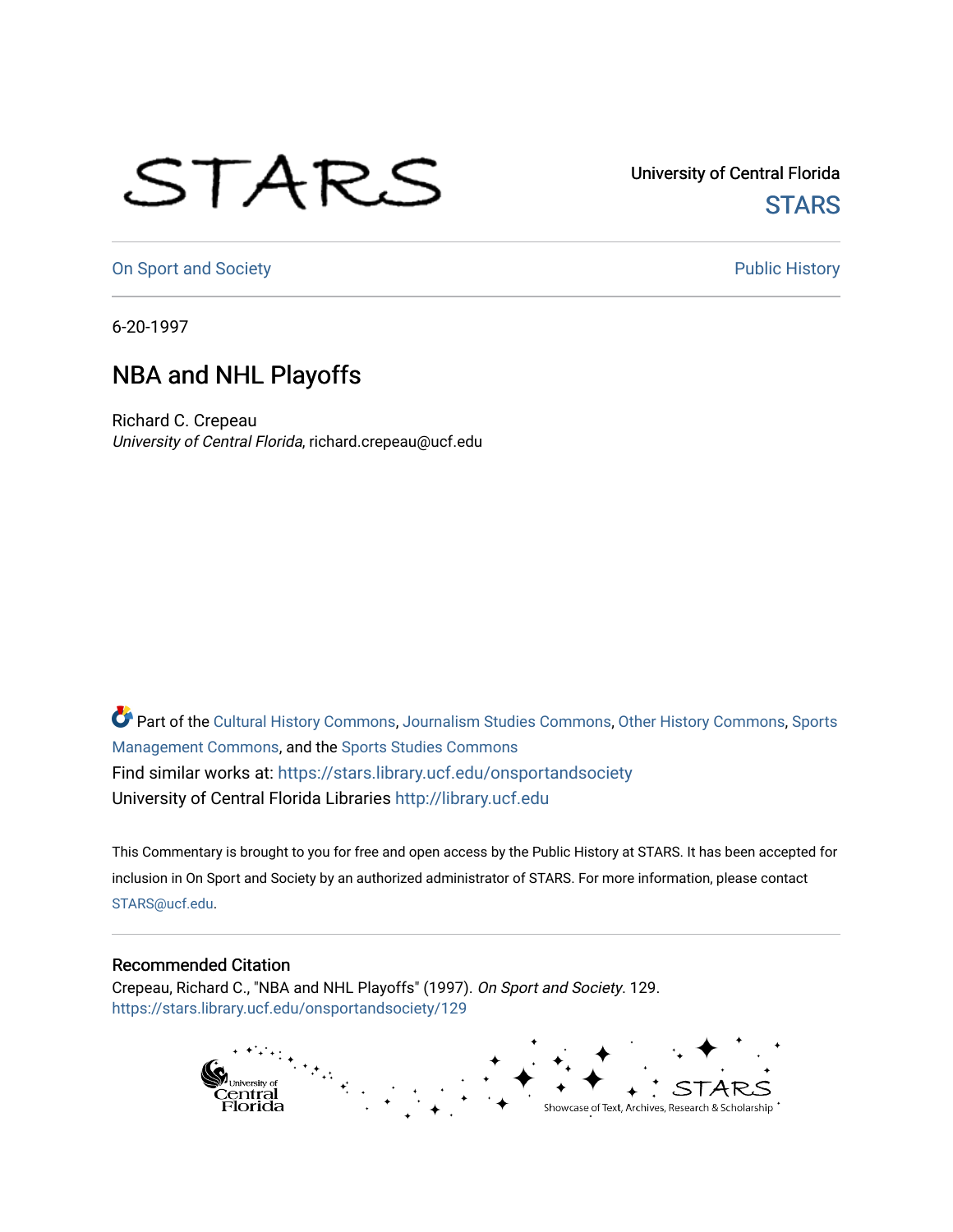University of Central Florida

STARS

On Sport and Society

Public History

6-20-1997

# NBA and NHL Playoffs

Richard C. Crepeau
*University of Central Florida*, richard.crepeau@ucf.edu

Part of the Cultural History Commons, Journalism Studies Commons, Other History Commons, Sports Management Commons, and the Sports Studies Commons

Find similar works at: https://stars.library.ucf.edu/onsportandsociety

University of Central Florida Libraries http://library.ucf.edu

This Commentary is brought to you for free and open access by the Public History at STARS. It has been accepted for inclusion in On Sport and Society by an authorized administrator of STARS. For more information, please contact STARS@ucf.edu.

## Recommended Citation

Crepeau, Richard C., "NBA and NHL Playoffs" (1997). *On Sport and Society*. 129.
https://stars.library.ucf.edu/onsportandsociety/129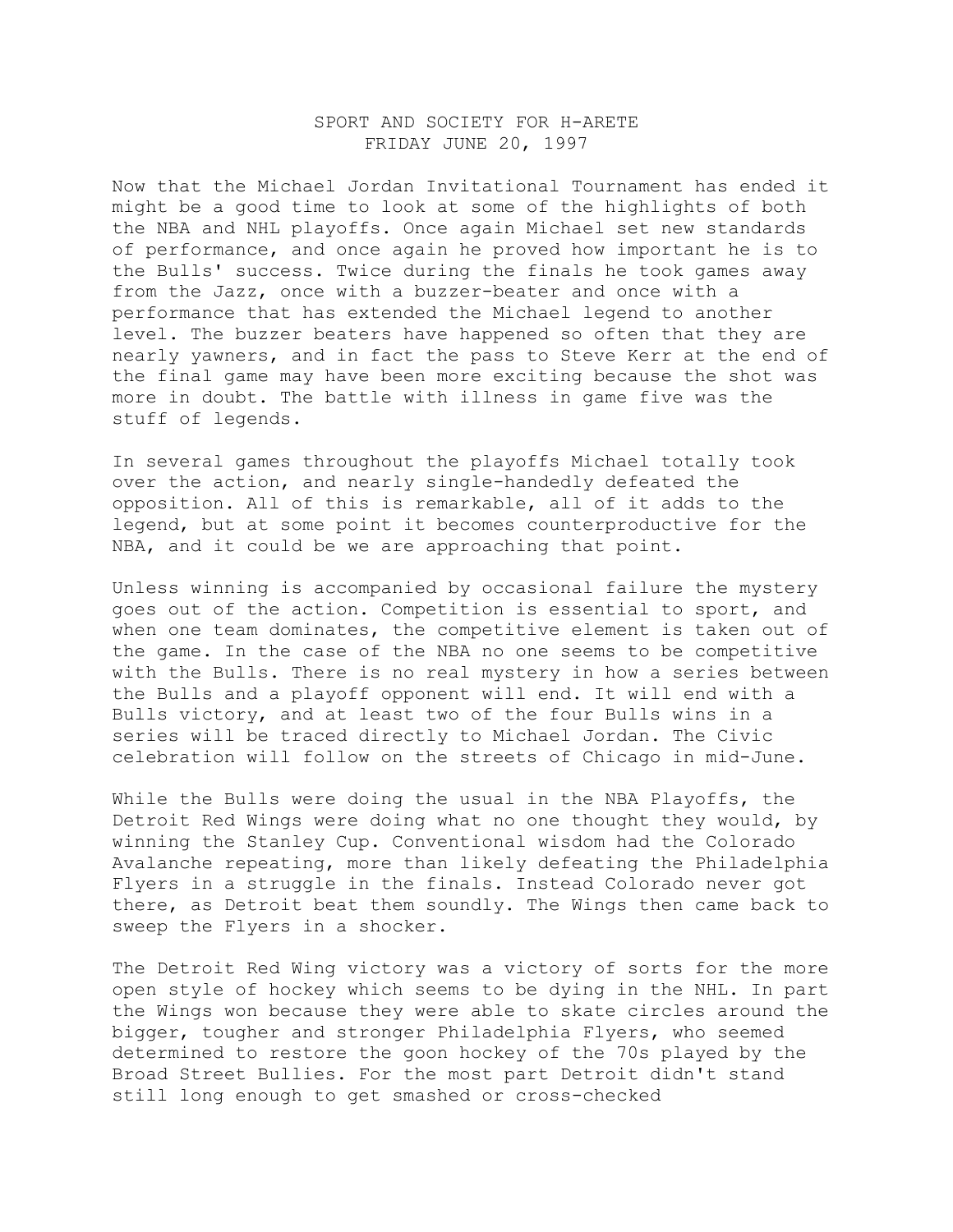SPORT AND SOCIETY FOR H-ARETE
FRIDAY JUNE 20, 1997

Now that the Michael Jordan Invitational Tournament has ended it might be a good time to look at some of the highlights of both the NBA and NHL playoffs. Once again Michael set new standards of performance, and once again he proved how important he is to the Bulls' success. Twice during the finals he took games away from the Jazz, once with a buzzer-beater and once with a performance that has extended the Michael legend to another level. The buzzer beaters have happened so often that they are nearly yawners, and in fact the pass to Steve Kerr at the end of the final game may have been more exciting because the shot was more in doubt. The battle with illness in game five was the stuff of legends.

In several games throughout the playoffs Michael totally took over the action, and nearly single-handedly defeated the opposition. All of this is remarkable, all of it adds to the legend, but at some point it becomes counterproductive for the NBA, and it could be we are approaching that point.

Unless winning is accompanied by occasional failure the mystery goes out of the action. Competition is essential to sport, and when one team dominates, the competitive element is taken out of the game. In the case of the NBA no one seems to be competitive with the Bulls. There is no real mystery in how a series between the Bulls and a playoff opponent will end. It will end with a Bulls victory, and at least two of the four Bulls wins in a series will be traced directly to Michael Jordan. The Civic celebration will follow on the streets of Chicago in mid-June.

While the Bulls were doing the usual in the NBA Playoffs, the Detroit Red Wings were doing what no one thought they would, by winning the Stanley Cup. Conventional wisdom had the Colorado Avalanche repeating, more than likely defeating the Philadelphia Flyers in a struggle in the finals. Instead Colorado never got there, as Detroit beat them soundly. The Wings then came back to sweep the Flyers in a shocker.

The Detroit Red Wing victory was a victory of sorts for the more open style of hockey which seems to be dying in the NHL. In part the Wings won because they were able to skate circles around the bigger, tougher and stronger Philadelphia Flyers, who seemed determined to restore the goon hockey of the 70s played by the Broad Street Bullies. For the most part Detroit didn't stand still long enough to get smashed or cross-checked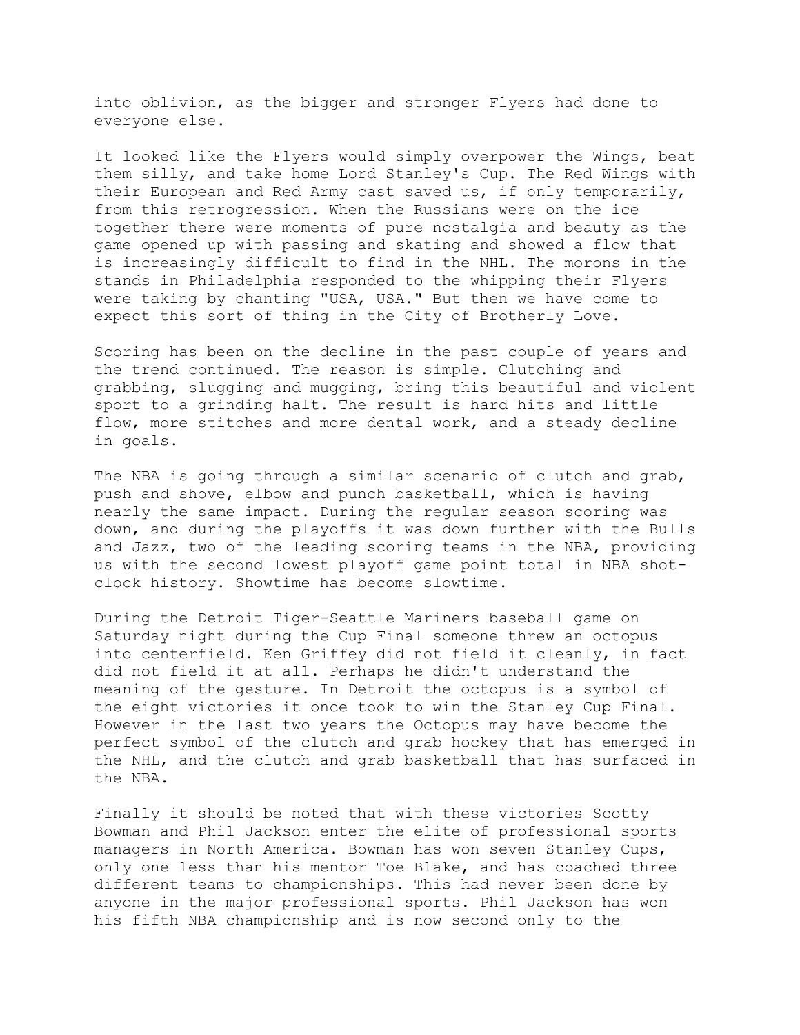into oblivion, as the bigger and stronger Flyers had done to everyone else.

It looked like the Flyers would simply overpower the Wings, beat them silly, and take home Lord Stanley's Cup. The Red Wings with their European and Red Army cast saved us, if only temporarily, from this retrogression. When the Russians were on the ice together there were moments of pure nostalgia and beauty as the game opened up with passing and skating and showed a flow that is increasingly difficult to find in the NHL. The morons in the stands in Philadelphia responded to the whipping their Flyers were taking by chanting "USA, USA." But then we have come to expect this sort of thing in the City of Brotherly Love.

Scoring has been on the decline in the past couple of years and the trend continued. The reason is simple. Clutching and grabbing, slugging and mugging, bring this beautiful and violent sport to a grinding halt. The result is hard hits and little flow, more stitches and more dental work, and a steady decline in goals.

The NBA is going through a similar scenario of clutch and grab, push and shove, elbow and punch basketball, which is having nearly the same impact. During the regular season scoring was down, and during the playoffs it was down further with the Bulls and Jazz, two of the leading scoring teams in the NBA, providing us with the second lowest playoff game point total in NBA shot-clock history. Showtime has become slowtime.

During the Detroit Tiger-Seattle Mariners baseball game on Saturday night during the Cup Final someone threw an octopus into centerfield. Ken Griffey did not field it cleanly, in fact did not field it at all. Perhaps he didn't understand the meaning of the gesture. In Detroit the octopus is a symbol of the eight victories it once took to win the Stanley Cup Final. However in the last two years the Octopus may have become the perfect symbol of the clutch and grab hockey that has emerged in the NHL, and the clutch and grab basketball that has surfaced in the NBA.

Finally it should be noted that with these victories Scotty Bowman and Phil Jackson enter the elite of professional sports managers in North America. Bowman has won seven Stanley Cups, only one less than his mentor Toe Blake, and has coached three different teams to championships. This had never been done by anyone in the major professional sports. Phil Jackson has won his fifth NBA championship and is now second only to the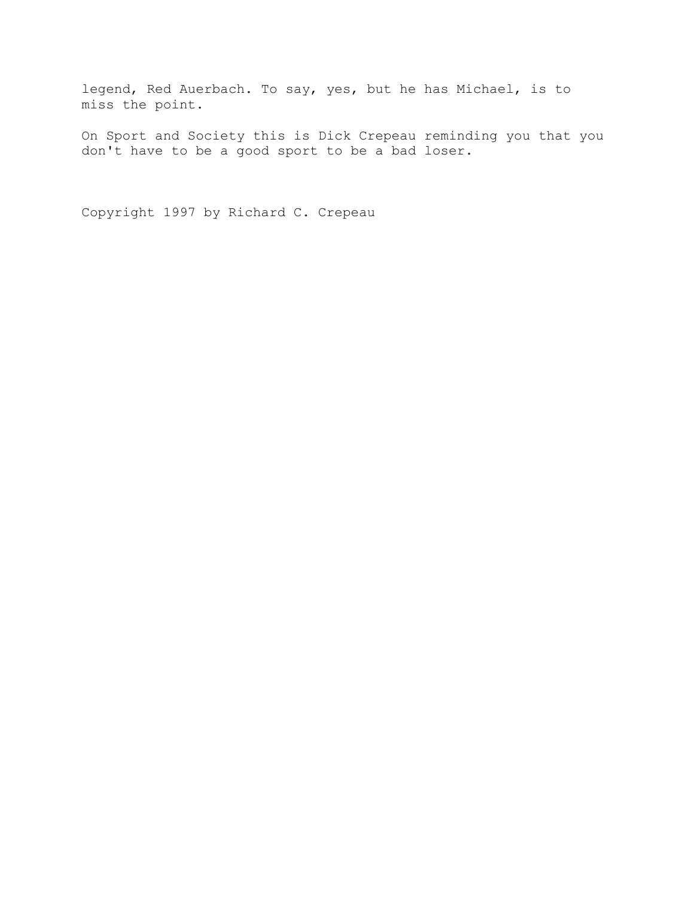legend, Red Auerbach. To say, yes, but he has Michael, is to miss the point.

On Sport and Society this is Dick Crepeau reminding you that you don't have to be a good sport to be a bad loser.

Copyright 1997 by Richard C. Crepeau